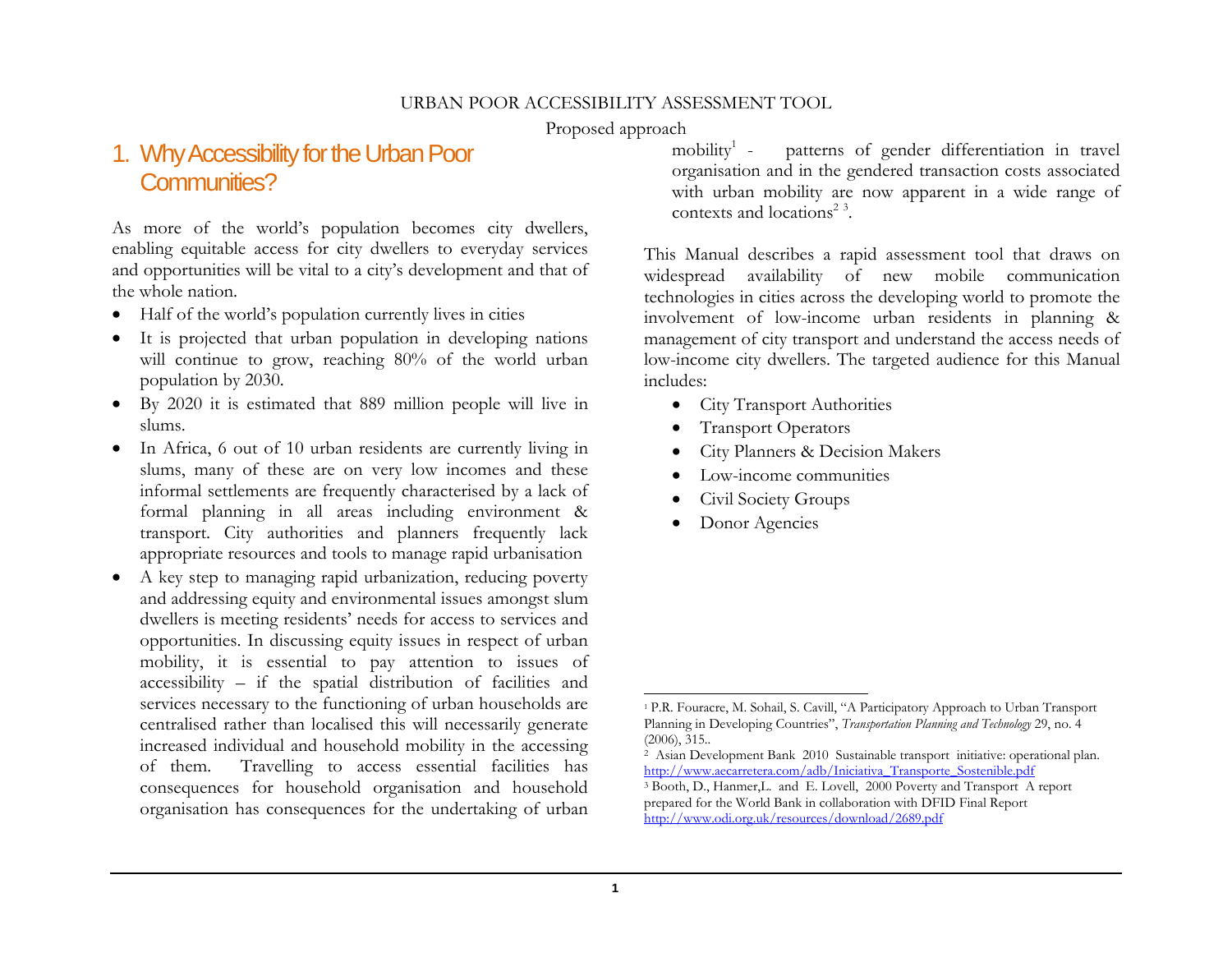URBAN POOR ACCESSIBILITY ASSESSMENT TOOL

Proposed approach

# 1. Why Accessibility for the Urban Poor Communities?

As more of the world's population becomes city dwellers, enabling equitable access for city dwellers to everyday services and opportunities will be vital to a city's development and that of the whole nation.

- Half of the world's population currently lives in cities
- It is projected that urban population in developing nations will continue to grow, reaching 80% of the world urban population by 2030.
- By 2020 it is estimated that 889 million people will live in slums.
- In Africa, 6 out of 10 urban residents are currently living in slums, many of these are on very low incomes and these informal settlements are frequently characterised by a lack of formal planning in all areas including environment & transport. City authorities and planners frequently lack appropriate resources and tools to manage rapid urbanisation
- A key step to managing rapid urbanization, reducing poverty and addressing equity and environmental issues amongst slum dwellers is meeting residents' needs for access to services and opportunities. In discussing equity issues in respect of urban mobility, it is essential to pay attention to issues of accessibility – if the spatial distribution of facilities and services necessary to the functioning of urban households are centralised rather than localised this will necessarily generate increased individual and household mobility in the accessing of them. Travelling to access essential facilities has consequences for household organisation and household organisation has consequences for the undertaking of urban mobility[1] - patterns of gender differentiation in travel organisation and in the gendered transaction costs associated with urban mobility are now apparent in a wide range of contexts and locations[2] [3].

This Manual describes a rapid assessment tool that draws on widespread availability of new mobile communication technologies in cities across the developing world to promote the involvement of low-income urban residents in planning & management of city transport and understand the access needs of low-income city dwellers. The targeted audience for this Manual includes:

- City Transport Authorities
- Transport Operators
- City Planners & Decision Makers
- Low-income communities
- Civil Society Groups
- Donor Agencies

---

[1] P.R. Fouracre, M. Sohail, S. Cavill, "A Participatory Approach to Urban Transport Planning in Developing Countries", *Transportation Planning and Technology* 29, no. 4 (2006), 315..

[2] Asian Development Bank 2010 Sustainable transport initiative: operational plan. http://www.aecarretera.com/adb/Iniciativa_Transporte_Sostenible.pdf

[3] Booth, D., Hanmer,L. and E. Lovell, 2000 Poverty and Transport A report prepared for the World Bank in collaboration with DFID Final Report http://www.odi.org.uk/resources/download/2689.pdf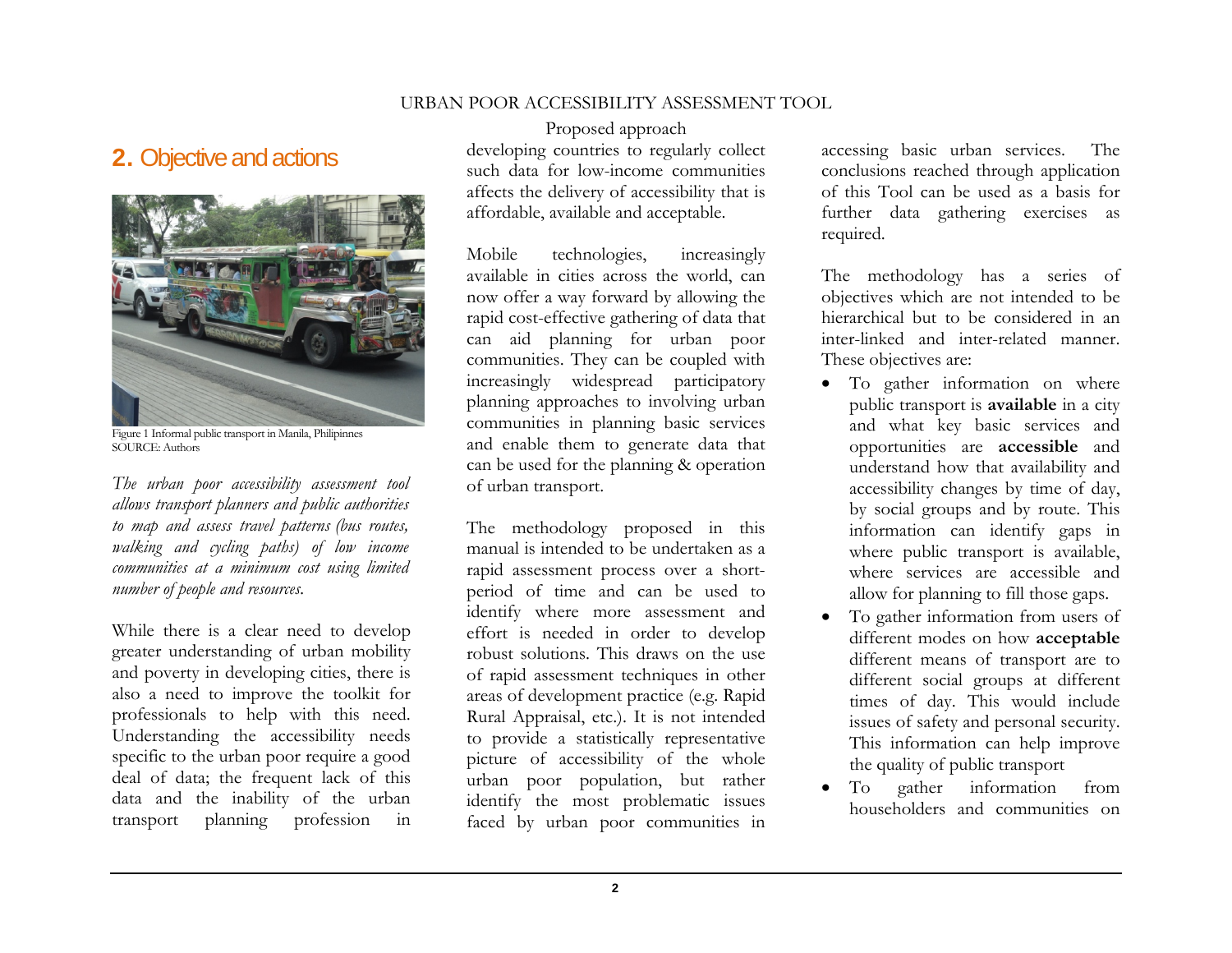Proposed approach

## 2. Objective and actions

Figure 1 Informal public transport in Manila, Philipinnes
SOURCE: Authors

*The urban poor accessibility assessment tool allows transport planners and public authorities to map and assess travel patterns (bus routes, walking and cycling paths) of low income communities at a minimum cost using limited number of people and resources.*

While there is a clear need to develop greater understanding of urban mobility and poverty in developing cities, there is also a need to improve the toolkit for professionals to help with this need. Understanding the accessibility needs specific to the urban poor require a good deal of data; the frequent lack of this data and the inability of the urban transport planning profession in developing countries to regularly collect such data for low-income communities affects the delivery of accessibility that is affordable, available and acceptable.

Mobile technologies, increasingly available in cities across the world, can now offer a way forward by allowing the rapid cost-effective gathering of data that can aid planning for urban poor communities. They can be coupled with increasingly widespread participatory planning approaches to involving urban communities in planning basic services and enable them to generate data that can be used for the planning & operation of urban transport.

The methodology proposed in this manual is intended to be undertaken as a rapid assessment process over a short-period of time and can be used to identify where more assessment and effort is needed in order to develop robust solutions. This draws on the use of rapid assessment techniques in other areas of development practice (e.g. Rapid Rural Appraisal, etc.). It is not intended to provide a statistically representative picture of accessibility of the whole urban poor population, but rather identify the most problematic issues faced by urban poor communities in accessing basic urban services. The conclusions reached through application of this Tool can be used as a basis for further data gathering exercises as required.

The methodology has a series of objectives which are not intended to be hierarchical but to be considered in an inter-linked and inter-related manner. These objectives are:

- To gather information on where public transport is **available** in a city and what key basic services and opportunities are **accessible** and understand how that availability and accessibility changes by time of day, by social groups and by route. This information can identify gaps in where public transport is available, where services are accessible and allow for planning to fill those gaps.
- To gather information from users of different modes on how **acceptable** different means of transport are to different social groups at different times of day. This would include issues of safety and personal security. This information can help improve the quality of public transport
- To gather information from householders and communities on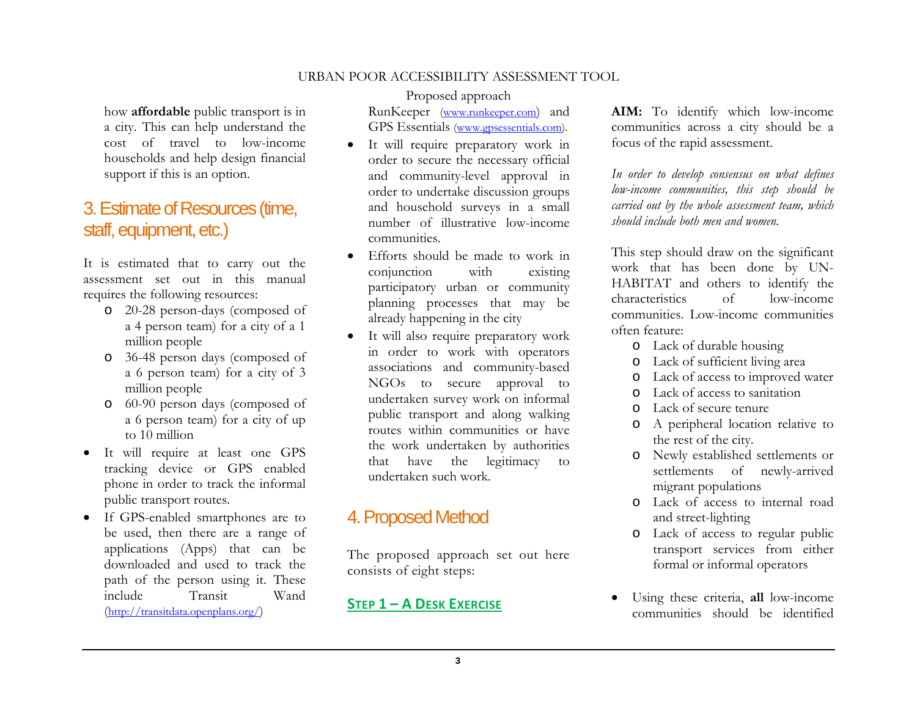how **affordable** public transport is in a city. This can help understand the cost of travel to low-income households and help design financial support if this is an option.

## 3. Estimate of Resources (time, staff, equipment, etc.)

It is estimated that to carry out the assessment set out in this manual requires the following resources:

- 20-28 person-days (composed of a 4 person team) for a city of a 1 million people
- 36-48 person days (composed of a 6 person team) for a city of 3 million people
- 60-90 person days (composed of a 6 person team) for a city of up to 10 million

- It will require at least one GPS tracking device or GPS enabled phone in order to track the informal public transport routes.
- If GPS-enabled smartphones are to be used, then there are a range of applications (Apps) that can be downloaded and used to track the path of the person using it. These include Transit Wand (http://transitdata.openplans.org/) RunKeeper (www.runkeeper.com) and GPS Essentials (www.gpsessentials.com).
- It will require preparatory work in order to secure the necessary official and community-level approval in order to undertake discussion groups and household surveys in a small number of illustrative low-income communities.
- Efforts should be made to work in conjunction with existing participatory urban or community planning processes that may be already happening in the city
- It will also require preparatory work in order to work with operators associations and community-based NGOs to secure approval to undertaken survey work on informal public transport and along walking routes within communities or have the work undertaken by authorities that have the legitimacy to undertaken such work.

## 4. Proposed Method

The proposed approach set out here consists of eight steps:

### STEP 1 – A DESK EXERCISE

**AIM:** To identify which low-income communities across a city should be a focus of the rapid assessment.

*In order to develop consensus on what defines low-income communities, this step should be carried out by the whole assessment team, which should include both men and women.*

This step should draw on the significant work that has been done by UN-HABITAT and others to identify the characteristics of low-income communities. Low-income communities often feature:

- Lack of durable housing
- Lack of sufficient living area
- Lack of access to improved water
- Lack of access to sanitation
- Lack of secure tenure
- A peripheral location relative to the rest of the city.
- Newly established settlements or settlements of newly-arrived migrant populations
- Lack of access to internal road and street-lighting
- Lack of access to regular public transport services from either formal or informal operators

- Using these criteria, **all** low-income communities should be identified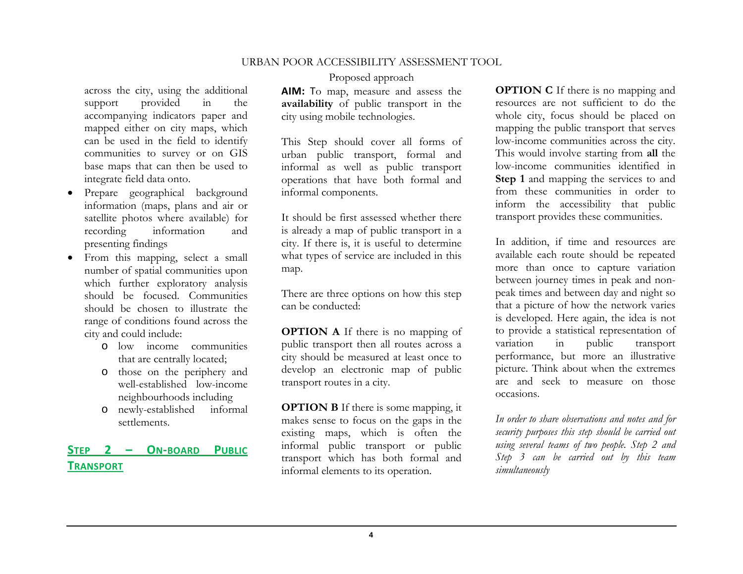across the city, using the additional support provided in the accompanying indicators paper and mapped either on city maps, which can be used in the field to identify communities to survey or on GIS base maps that can then be used to integrate field data onto.

- Prepare geographical background information (maps, plans and air or satellite photos where available) for recording information and presenting findings
- From this mapping, select a small number of spatial communities upon which further exploratory analysis should be focused. Communities should be chosen to illustrate the range of conditions found across the city and could include:
  - low income communities that are centrally located;
  - those on the periphery and well-established low-income neighbourhoods including
  - newly-established informal settlements.

## STEP 2 – ON-BOARD PUBLIC TRANSPORT

Proposed approach

**AIM:** To map, measure and assess the **availability** of public transport in the city using mobile technologies.

This Step should cover all forms of urban public transport, formal and informal as well as public transport operations that have both formal and informal components.

It should be first assessed whether there is already a map of public transport in a city. If there is, it is useful to determine what types of service are included in this map.

There are three options on how this step can be conducted:

**OPTION A** If there is no mapping of public transport then all routes across a city should be measured at least once to develop an electronic map of public transport routes in a city.

**OPTION B** If there is some mapping, it makes sense to focus on the gaps in the existing maps, which is often the informal public transport or public transport which has both formal and informal elements to its operation.

**OPTION C** If there is no mapping and resources are not sufficient to do the whole city, focus should be placed on mapping the public transport that serves low-income communities across the city. This would involve starting from **all** the low-income communities identified in **Step 1** and mapping the services to and from these communities in order to inform the accessibility that public transport provides these communities.

In addition, if time and resources are available each route should be repeated more than once to capture variation between journey times in peak and non-peak times and between day and night so that a picture of how the network varies is developed. Here again, the idea is not to provide a statistical representation of variation in public transport performance, but more an illustrative picture. Think about when the extremes are and seek to measure on those occasions.

*In order to share observations and notes and for security purposes this step should be carried out using several teams of two people. Step 2 and Step 3 can be carried out by this team simultaneously*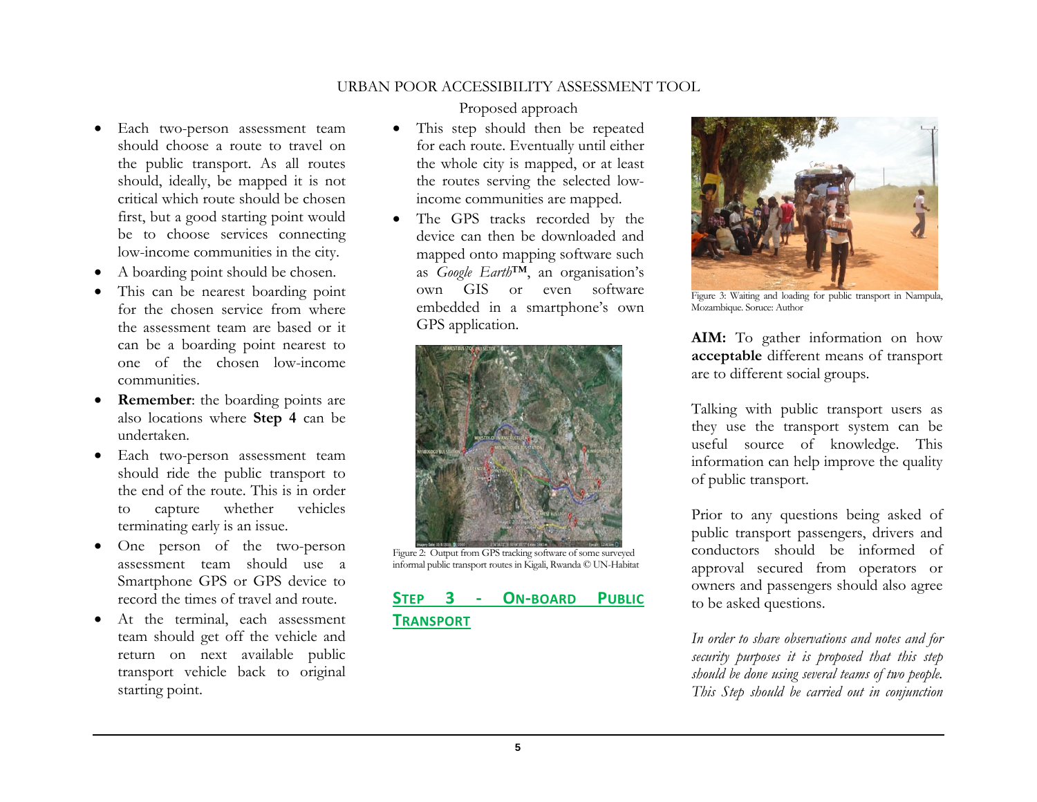Proposed approach

- Each two-person assessment team should choose a route to travel on the public transport. As all routes should, ideally, be mapped it is not critical which route should be chosen first, but a good starting point would be to choose services connecting low-income communities in the city.
- A boarding point should be chosen.
- This can be nearest boarding point for the chosen service from where the assessment team are based or it can be a boarding point nearest to one of the chosen low-income communities.
- **Remember**: the boarding points are also locations where **Step 4** can be undertaken.
- Each two-person assessment team should ride the public transport to the end of the route. This is in order to capture whether vehicles terminating early is an issue.
- One person of the two-person assessment team should use a Smartphone GPS or GPS device to record the times of travel and route.
- At the terminal, each assessment team should get off the vehicle and return on next available public transport vehicle back to original starting point.
- This step should then be repeated for each route. Eventually until either the whole city is mapped, or at least the routes serving the selected low-income communities are mapped.
- The GPS tracks recorded by the device can then be downloaded and mapped onto mapping software such as *Google Earth*™, an organisation's own GIS or even software embedded in a smartphone's own GPS application.

Figure 2: Output from GPS tracking software of some surveyed informal public transport routes in Kigali, Rwanda © UN-Habitat

## Step 3 - On-board Public Transport

Figure 3: Waiting and loading for public transport in Nampula, Mozambique. Soruce: Author

**AIM:** To gather information on how **acceptable** different means of transport are to different social groups.

Talking with public transport users as they use the transport system can be useful source of knowledge. This information can help improve the quality of public transport.

Prior to any questions being asked of public transport passengers, drivers and conductors should be informed of approval secured from operators or owners and passengers should also agree to be asked questions.

*In order to share observations and notes and for security purposes it is proposed that this step should be done using several teams of two people. This Step should be carried out in conjunction*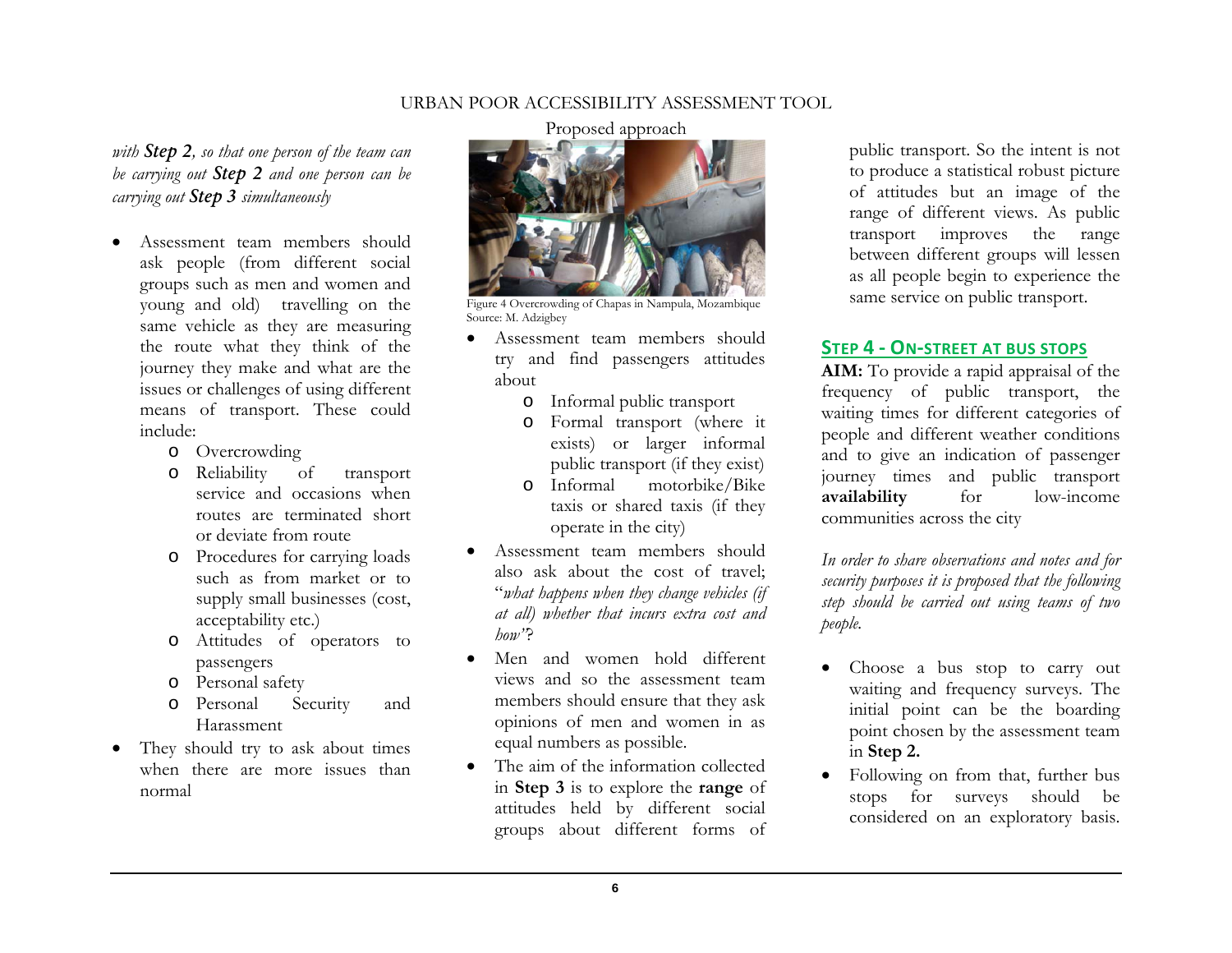*with **Step 2**, so that one person of the team can be carrying out **Step 2** and one person can be carrying out **Step 3** simultaneously*

- Assessment team members should ask people (from different social groups such as men and women and young and old) travelling on the same vehicle as they are measuring the route what they think of the journey they make and what are the issues or challenges of using different means of transport. These could include:
  - Overcrowding
  - Reliability of transport service and occasions when routes are terminated short or deviate from route
  - Procedures for carrying loads such as from market or to supply small businesses (cost, acceptability etc.)
  - Attitudes of operators to passengers
  - Personal safety
  - Personal Security and Harassment
- They should try to ask about times when there are more issues than normal

Figure 4 Overcrowding of Chapas in Nampula, Mozambique
Source: M. Adzigbey

- Assessment team members should try and find passengers attitudes about
  - Informal public transport
  - Formal transport (where it exists) or larger informal public transport (if they exist)
  - Informal motorbike/Bike taxis or shared taxis (if they operate in the city)
- Assessment team members should also ask about the cost of travel; "*what happens when they change vehicles (if at all) whether that incurs extra cost and how*"?
- Men and women hold different views and so the assessment team members should ensure that they ask opinions of men and women in as equal numbers as possible.
- The aim of the information collected in **Step 3** is to explore the **range** of attitudes held by different social groups about different forms of public transport. So the intent is not to produce a statistical robust picture of attitudes but an image of the range of different views. As public transport improves the range between different groups will lessen as all people begin to experience the same service on public transport.

## Step 4 - On-street at bus stops

**AIM:** To provide a rapid appraisal of the frequency of public transport, the waiting times for different categories of people and different weather conditions and to give an indication of passenger journey times and public transport **availability** for low-income communities across the city

*In order to share observations and notes and for security purposes it is proposed that the following step should be carried out using teams of two people.*

- Choose a bus stop to carry out waiting and frequency surveys. The initial point can be the boarding point chosen by the assessment team in **Step 2.**
- Following on from that, further bus stops for surveys should be considered on an exploratory basis.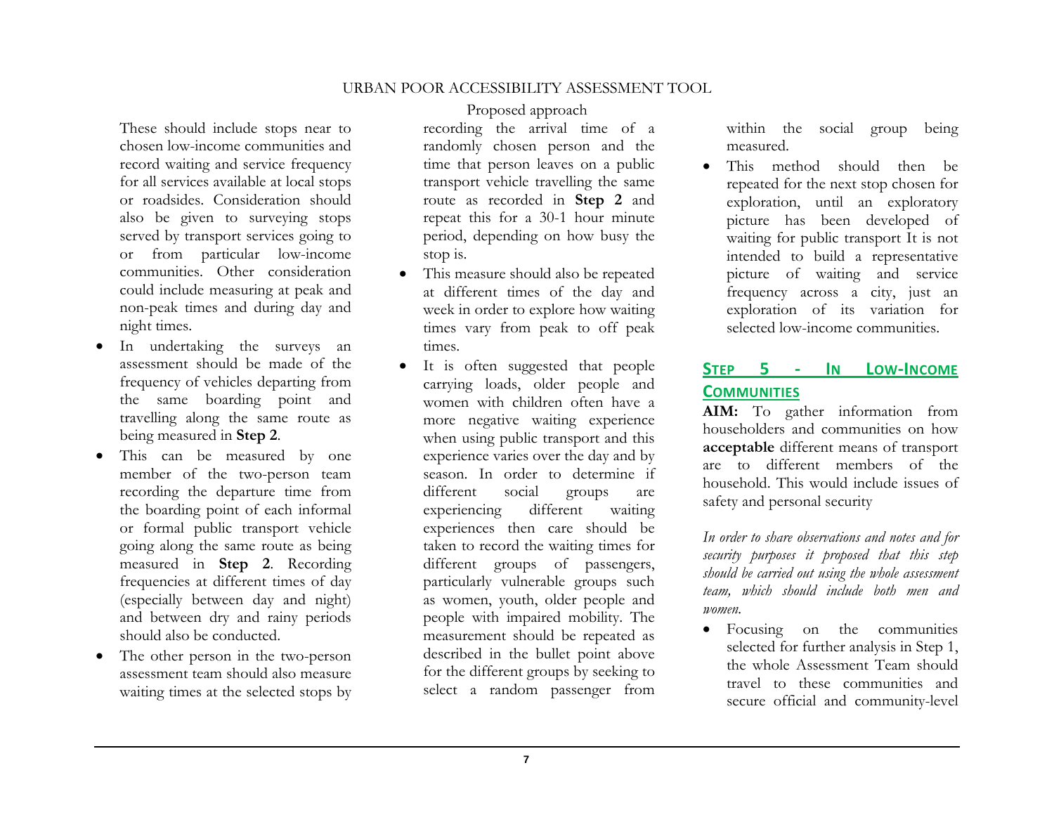These should include stops near to chosen low-income communities and record waiting and service frequency for all services available at local stops or roadsides. Consideration should also be given to surveying stops served by transport services going to or from particular low-income communities. Other consideration could include measuring at peak and non-peak times and during day and night times.

- In undertaking the surveys an assessment should be made of the frequency of vehicles departing from the same boarding point and travelling along the same route as being measured in **Step 2**.
- This can be measured by one member of the two-person team recording the departure time from the boarding point of each informal or formal public transport vehicle going along the same route as being measured in **Step 2**. Recording frequencies at different times of day (especially between day and night) and between dry and rainy periods should also be conducted.
- The other person in the two-person assessment team should also measure waiting times at the selected stops by recording the arrival time of a randomly chosen person and the time that person leaves on a public transport vehicle travelling the same route as recorded in **Step 2** and repeat this for a 30-1 hour minute period, depending on how busy the stop is.
- This measure should also be repeated at different times of the day and week in order to explore how waiting times vary from peak to off peak times.
- It is often suggested that people carrying loads, older people and women with children often have a more negative waiting experience when using public transport and this experience varies over the day and by season. In order to determine if different social groups are experiencing different waiting experiences then care should be taken to record the waiting times for different groups of passengers, particularly vulnerable groups such as women, youth, older people and people with impaired mobility. The measurement should be repeated as described in the bullet point above for the different groups by seeking to select a random passenger from within the social group being measured.
- This method should then be repeated for the next stop chosen for exploration, until an exploratory picture has been developed of waiting for public transport It is not intended to build a representative picture of waiting and service frequency across a city, just an exploration of its variation for selected low-income communities.

## Step 5 - In Low-Income Communities

**AIM:** To gather information from householders and communities on how **acceptable** different means of transport are to different members of the household. This would include issues of safety and personal security

*In order to share observations and notes and for security purposes it proposed that this step should be carried out using the whole assessment team, which should include both men and women.*

- Focusing on the communities selected for further analysis in Step 1, the whole Assessment Team should travel to these communities and secure official and community-level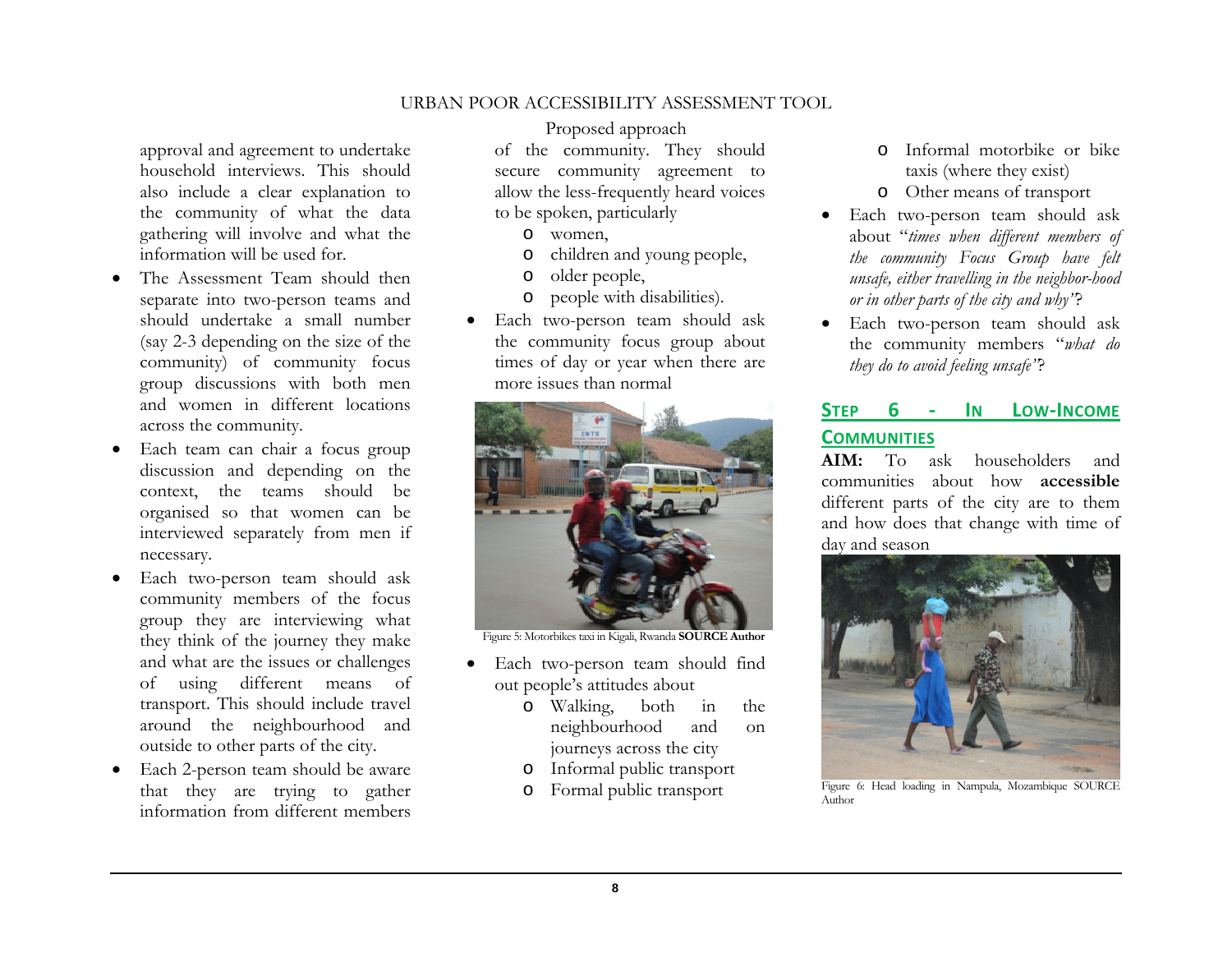approval and agreement to undertake household interviews. This should also include a clear explanation to the community of what the data gathering will involve and what the information will be used for.

- The Assessment Team should then separate into two-person teams and should undertake a small number (say 2-3 depending on the size of the community) of community focus group discussions with both men and women in different locations across the community.
- Each team can chair a focus group discussion and depending on the context, the teams should be organised so that women can be interviewed separately from men if necessary.
- Each two-person team should ask community members of the focus group they are interviewing what they think of the journey they make and what are the issues or challenges of using different means of transport. This should include travel around the neighbourhood and outside to other parts of the city.
- Each 2-person team should be aware that they are trying to gather information from different members of the community. They should secure community agreement to allow the less-frequently heard voices to be spoken, particularly
    - o women,
    - o children and young people,
    - o older people,
    - o people with disabilities).
- Each two-person team should ask the community focus group about times of day or year when there are more issues than normal

Figure 5: Motorbikes taxi in Kigali, Rwanda **SOURCE Author**

- Each two-person team should find out people's attitudes about
    - o Walking, both in the neighbourhood and on journeys across the city
    - o Informal public transport
    - o Formal public transport
    - o Informal motorbike or bike taxis (where they exist)
    - o Other means of transport
- Each two-person team should ask about "*times when different members of the community Focus Group have felt unsafe, either travelling in the neighbor-hood or in other parts of the city and why*"?
- Each two-person team should ask the community members "*what do they do to avoid feeling unsafe*"?

## STEP 6 - IN LOW-INCOME COMMUNITIES

**AIM:** To ask householders and communities about how **accessible** different parts of the city are to them and how does that change with time of day and season

Figure 6: Head loading in Nampula, Mozambique SOURCE Author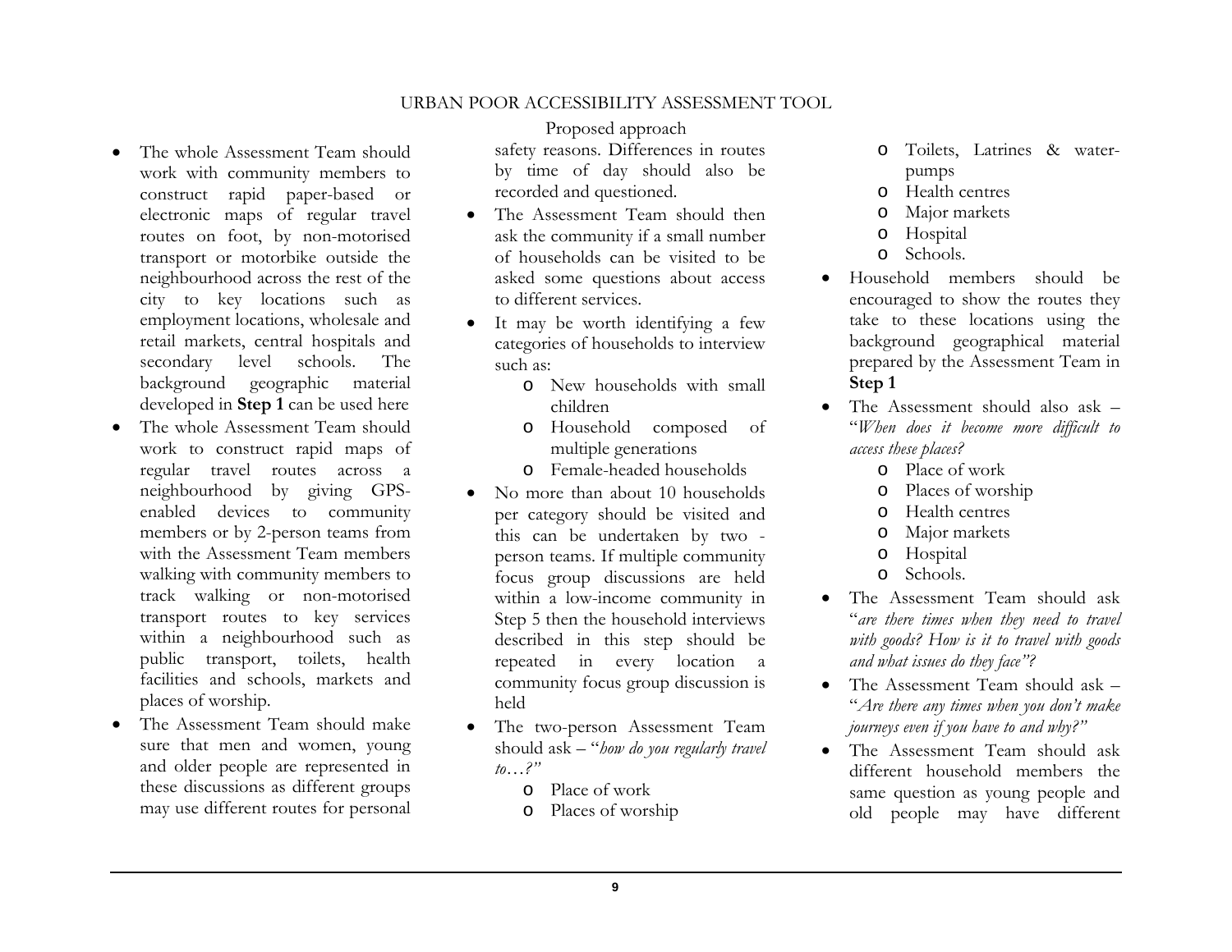Proposed approach

- The whole Assessment Team should work with community members to construct rapid paper-based or electronic maps of regular travel routes on foot, by non-motorised transport or motorbike outside the neighbourhood across the rest of the city to key locations such as employment locations, wholesale and retail markets, central hospitals and secondary level schools. The background geographic material developed in **Step 1** can be used here
- The whole Assessment Team should work to construct rapid maps of regular travel routes across a neighbourhood by giving GPS-enabled devices to community members or by 2-person teams from with the Assessment Team members walking with community members to track walking or non-motorised transport routes to key services within a neighbourhood such as public transport, toilets, health facilities and schools, markets and places of worship.
- The Assessment Team should make sure that men and women, young and older people are represented in these discussions as different groups may use different routes for personal safety reasons. Differences in routes by time of day should also be recorded and questioned.
- The Assessment Team should then ask the community if a small number of households can be visited to be asked some questions about access to different services.
- It may be worth identifying a few categories of households to interview such as:
    - New households with small children
    - Household composed of multiple generations
    - Female-headed households
- No more than about 10 households per category should be visited and this can be undertaken by two - person teams. If multiple community focus group discussions are held within a low-income community in Step 5 then the household interviews described in this step should be repeated in every location a community focus group discussion is held
- The two-person Assessment Team should ask – "*how do you regularly travel to…?"*
    - Place of work
    - Places of worship
    - Toilets, Latrines & water-pumps
    - Health centres
    - Major markets
    - Hospital
    - Schools.
- Household members should be encouraged to show the routes they take to these locations using the background geographical material prepared by the Assessment Team in **Step 1**
- The Assessment should also ask – "*When does it become more difficult to access these places?*
    - Place of work
    - Places of worship
    - Health centres
    - Major markets
    - Hospital
    - Schools.
- The Assessment Team should ask "*are there times when they need to travel with goods? How is it to travel with goods and what issues do they face"?*
- The Assessment Team should ask – "*Are there any times when you don't make journeys even if you have to and why?"*
- The Assessment Team should ask different household members the same question as young people and old people may have different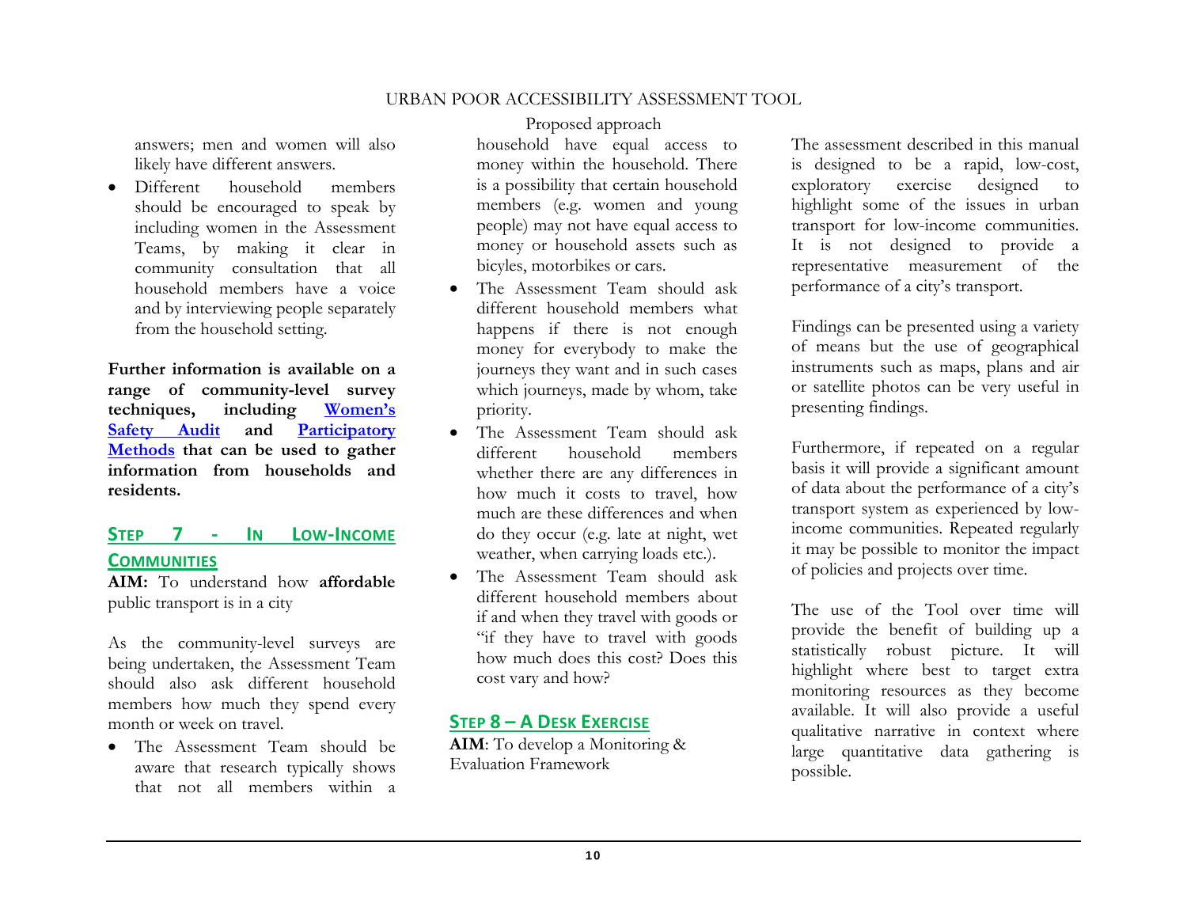answers; men and women will also likely have different answers.

- Different household members should be encouraged to speak by including women in the Assessment Teams, by making it clear in community consultation that all household members have a voice and by interviewing people separately from the household setting.

**Further information is available on a range of community-level survey techniques, including Women's Safety Audit and Participatory Methods that can be used to gather information from households and residents.**

## STEP 7 - IN LOW-INCOME COMMUNITIES

**AIM:** To understand how **affordable** public transport is in a city

As the community-level surveys are being undertaken, the Assessment Team should also ask different household members how much they spend every month or week on travel.

- The Assessment Team should be aware that research typically shows that not all members within a household have equal access to money within the household. There is a possibility that certain household members (e.g. women and young people) may not have equal access to money or household assets such as bicyles, motorbikes or cars.
- The Assessment Team should ask different household members what happens if there is not enough money for everybody to make the journeys they want and in such cases which journeys, made by whom, take priority.
- The Assessment Team should ask different household members whether there are any differences in how much it costs to travel, how much are these differences and when do they occur (e.g. late at night, wet weather, when carrying loads etc.).
- The Assessment Team should ask different household members about if and when they travel with goods or "if they have to travel with goods how much does this cost? Does this cost vary and how?

## STEP 8 – A DESK EXERCISE

**AIM**: To develop a Monitoring & Evaluation Framework

The assessment described in this manual is designed to be a rapid, low-cost, exploratory exercise designed to highlight some of the issues in urban transport for low-income communities. It is not designed to provide a representative measurement of the performance of a city's transport.

Findings can be presented using a variety of means but the use of geographical instruments such as maps, plans and air or satellite photos can be very useful in presenting findings.

Furthermore, if repeated on a regular basis it will provide a significant amount of data about the performance of a city's transport system as experienced by low-income communities. Repeated regularly it may be possible to monitor the impact of policies and projects over time.

The use of the Tool over time will provide the benefit of building up a statistically robust picture. It will highlight where best to target extra monitoring resources as they become available. It will also provide a useful qualitative narrative in context where large quantitative data gathering is possible.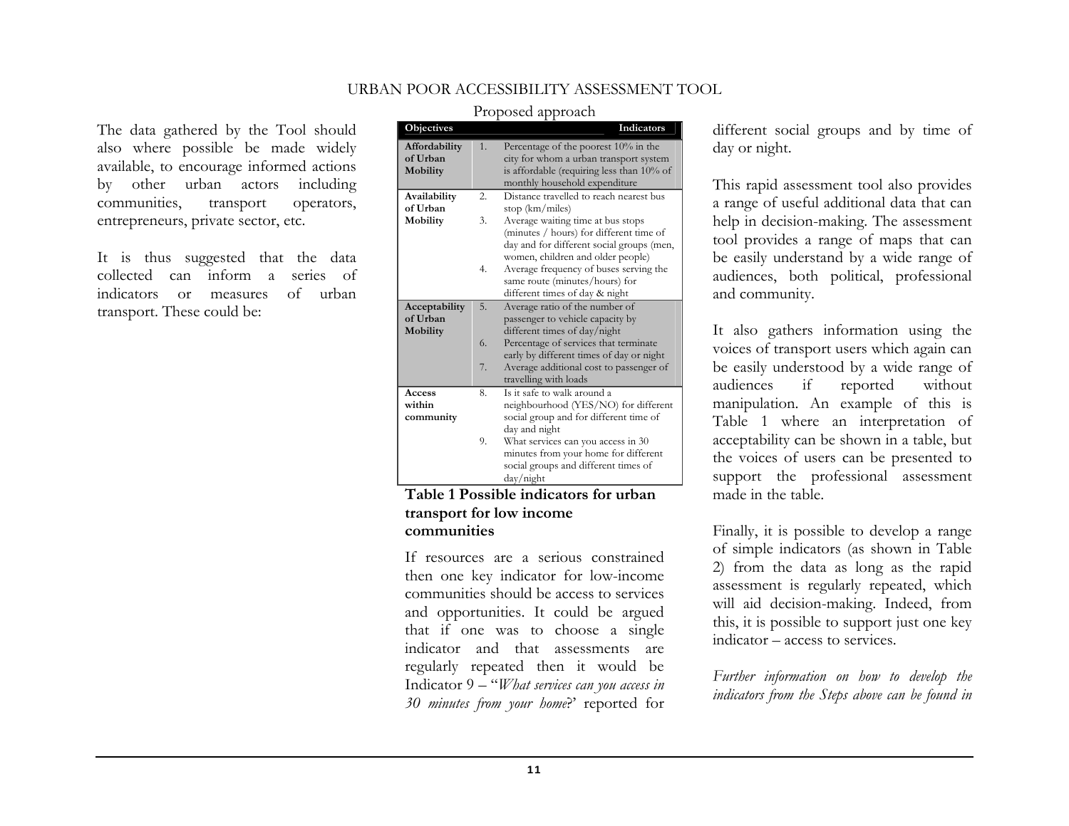The data gathered by the Tool should also where possible be made widely available, to encourage informed actions by other urban actors including communities, transport operators, entrepreneurs, private sector, etc.

It is thus suggested that the data collected can inform a series of indicators or measures of urban transport. These could be:

Proposed approach

| Objectives | Indicators |
|---|---|
| **Affordability of Urban Mobility** | 1. Percentage of the poorest 10% in the city for whom a urban transport system is affordable (requiring less than 10% of monthly household expenditure |
| **Availability of Urban Mobility** | 2. Distance travelled to reach nearest bus stop (km/miles)<br>3. Average waiting time at bus stops (minutes / hours) for different time of day and for different social groups (men, women, children and older people)<br>4. Average frequency of buses serving the same route (minutes/hours) for different times of day & night |
| **Acceptability of Urban Mobility** | 5. Average ratio of the number of passenger to vehicle capacity by different times of day/night<br>6. Percentage of services that terminate early by different times of day or night<br>7. Average additional cost to passenger of travelling with loads |
| **Access within community** | 8. Is it safe to walk around a neighbourhood (YES/NO) for different social group and for different time of day and night<br>9. What services can you access in 30 minutes from your home for different social groups and different times of day/night |

**Table 1 Possible indicators for urban transport for low income communities**

If resources are a serious constrained then one key indicator for low-income communities should be access to services and opportunities. It could be argued that if one was to choose a single indicator and that assessments are regularly repeated then it would be Indicator 9 – "*What services can you access in 30 minutes from your home*?' reported for different social groups and by time of day or night.

This rapid assessment tool also provides a range of useful additional data that can help in decision-making. The assessment tool provides a range of maps that can be easily understand by a wide range of audiences, both political, professional and community.

It also gathers information using the voices of transport users which again can be easily understood by a wide range of audiences if reported without manipulation. An example of this is Table 1 where an interpretation of acceptability can be shown in a table, but the voices of users can be presented to support the professional assessment made in the table.

Finally, it is possible to develop a range of simple indicators (as shown in Table 2) from the data as long as the rapid assessment is regularly repeated, which will aid decision-making. Indeed, from this, it is possible to support just one key indicator – access to services.

*Further information on how to develop the indicators from the Steps above can be found in*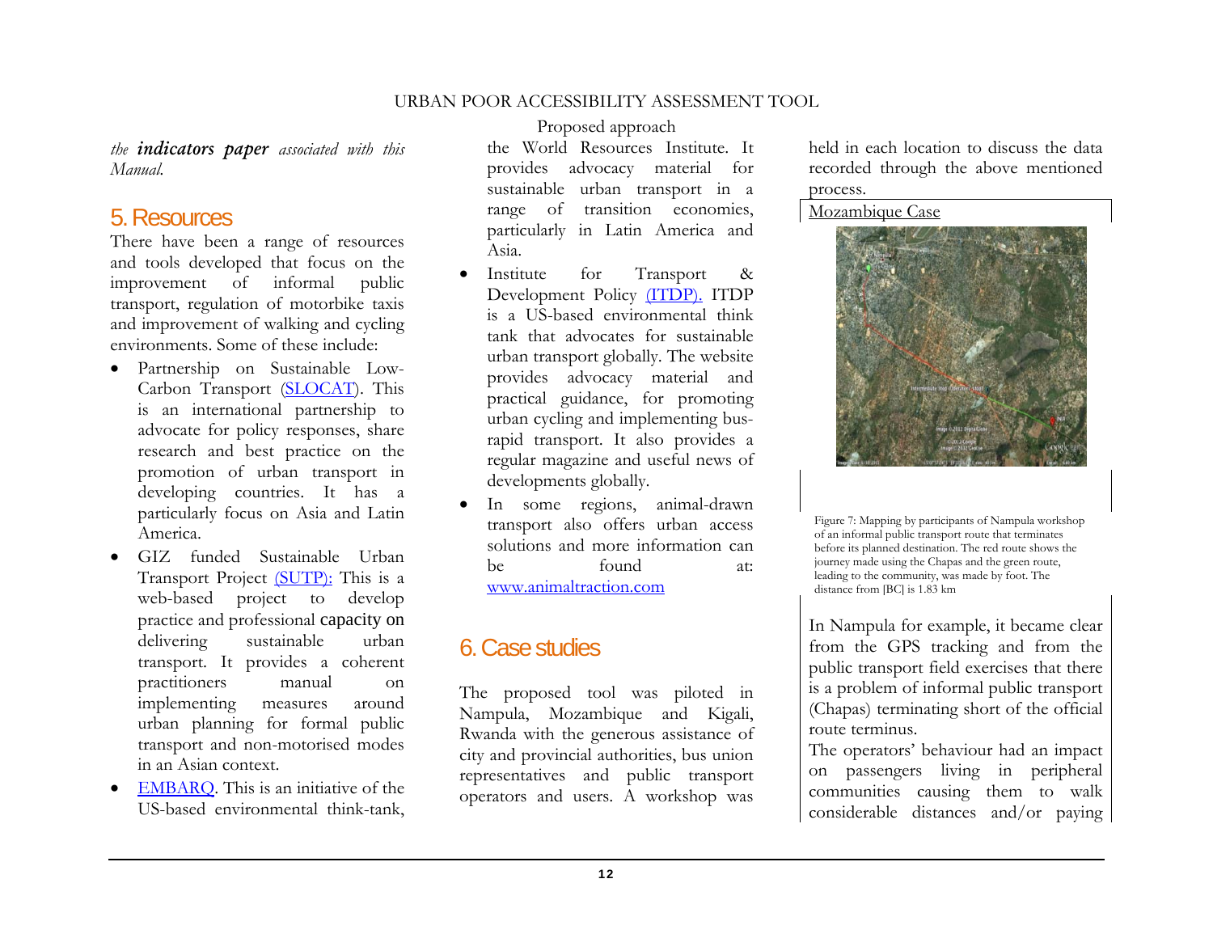*the* ***indicators paper*** *associated with this Manual.*

# 5. Resources

There have been a range of resources and tools developed that focus on the improvement of informal public transport, regulation of motorbike taxis and improvement of walking and cycling environments. Some of these include:

- Partnership on Sustainable Low-Carbon Transport (SLOCAT). This is an international partnership to advocate for policy responses, share research and best practice on the promotion of urban transport in developing countries. It has a particularly focus on Asia and Latin America.
- GIZ funded Sustainable Urban Transport Project (SUTP): This is a web-based project to develop practice and professional capacity on delivering sustainable urban transport. It provides a coherent practitioners manual on implementing measures around urban planning for formal public transport and non-motorised modes in an Asian context.
- EMBARQ. This is an initiative of the US-based environmental think-tank, the World Resources Institute. It provides advocacy material for sustainable urban transport in a range of transition economies, particularly in Latin America and Asia.
- Institute for Transport & Development Policy (ITDP). ITDP is a US-based environmental think tank that advocates for sustainable urban transport globally. The website provides advocacy material and practical guidance, for promoting urban cycling and implementing bus-rapid transport. It also provides a regular magazine and useful news of developments globally.
- In some regions, animal-drawn transport also offers urban access solutions and more information can be found at: www.animaltraction.com

# 6. Case studies

The proposed tool was piloted in Nampula, Mozambique and Kigali, Rwanda with the generous assistance of city and provincial authorities, bus union representatives and public transport operators and users. A workshop was held in each location to discuss the data recorded through the above mentioned process.

Mozambique Case

Figure 7: Mapping by participants of Nampula workshop of an informal public transport route that terminates before its planned destination. The red route shows the journey made using the Chapas and the green route, leading to the community, was made by foot. The distance from [BC] is 1.83 km

In Nampula for example, it became clear from the GPS tracking and from the public transport field exercises that there is a problem of informal public transport (Chapas) terminating short of the official route terminus.

The operators' behaviour had an impact on passengers living in peripheral communities causing them to walk considerable distances and/or paying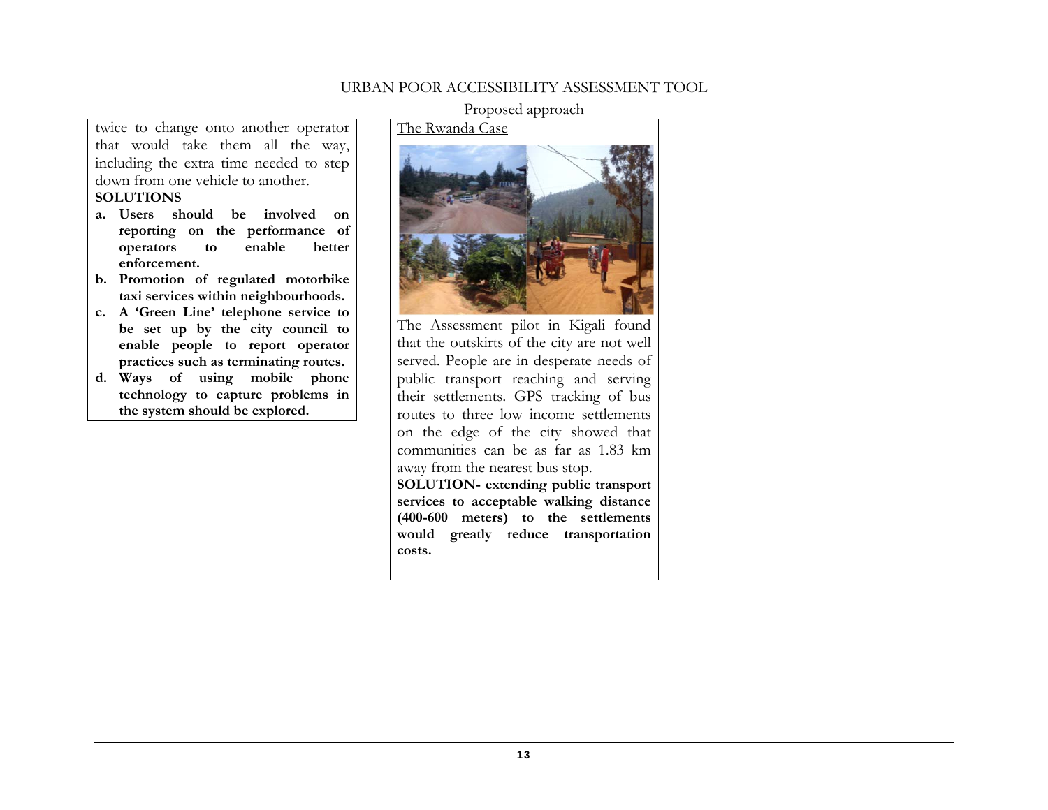twice to change onto another operator that would take them all the way, including the extra time needed to step down from one vehicle to another.

**SOLUTIONS**

a. **Users should be involved on reporting on the performance of operators to enable better enforcement.**
b. **Promotion of regulated motorbike taxi services within neighbourhoods.**
c. **A 'Green Line' telephone service to be set up by the city council to enable people to report operator practices such as terminating routes.**
d. **Ways of using mobile phone technology to capture problems in the system should be explored.**

Proposed approach

The Rwanda Case

The Assessment pilot in Kigali found that the outskirts of the city are not well served. People are in desperate needs of public transport reaching and serving their settlements. GPS tracking of bus routes to three low income settlements on the edge of the city showed that communities can be as far as 1.83 km away from the nearest bus stop.

**SOLUTION- extending public transport services to acceptable walking distance (400-600 meters) to the settlements would greatly reduce transportation costs.**